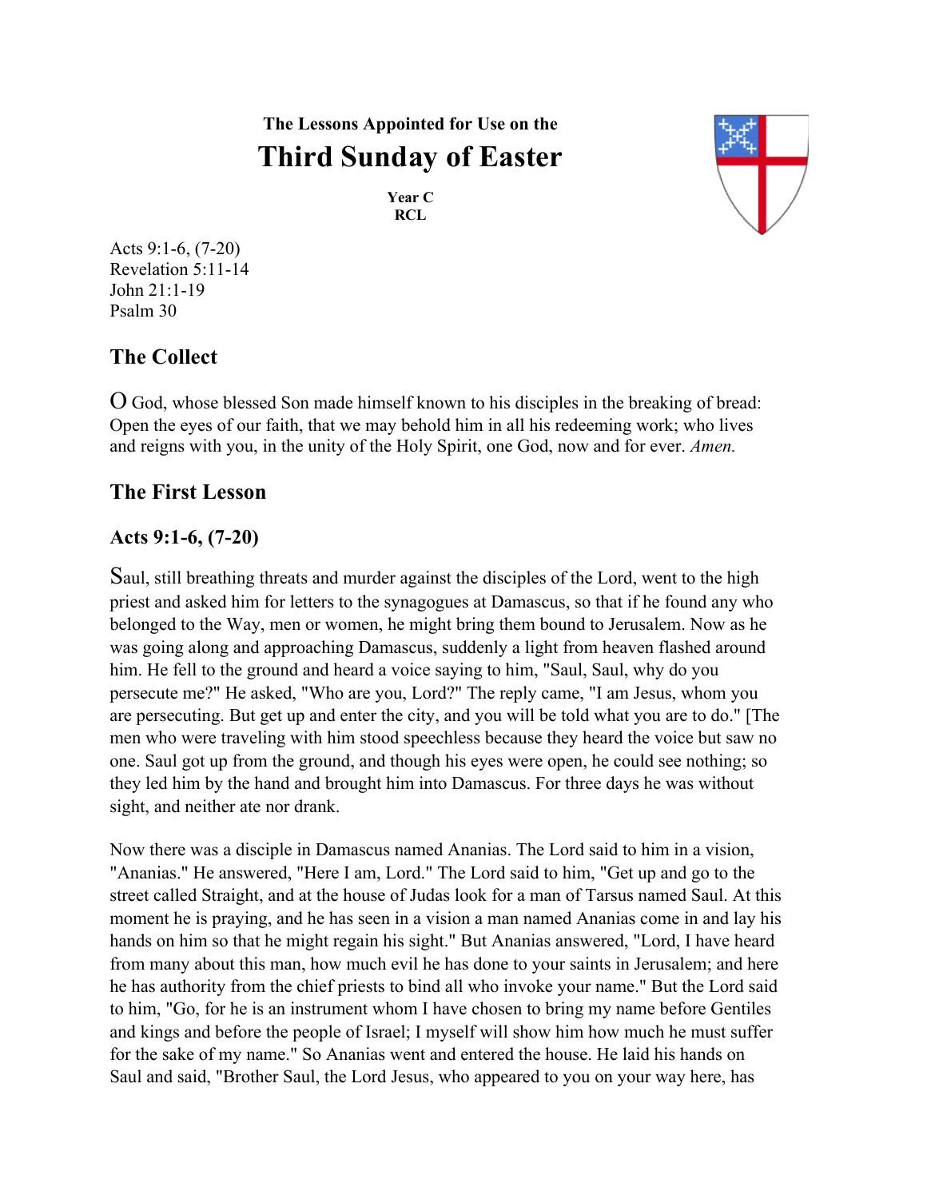**The Lessons Appointed for Use on the**

# Third Sunday of Easter

**Year C**
**RCL**

Acts 9:1-6, (7-20)
Revelation 5:11-14
John 21:1-19
Psalm 30

## The Collect

O God, whose blessed Son made himself known to his disciples in the breaking of bread: Open the eyes of our faith, that we may behold him in all his redeeming work; who lives and reigns with you, in the unity of the Holy Spirit, one God, now and for ever. *Amen.*

## The First Lesson

### Acts 9:1-6, (7-20)

Saul, still breathing threats and murder against the disciples of the Lord, went to the high priest and asked him for letters to the synagogues at Damascus, so that if he found any who belonged to the Way, men or women, he might bring them bound to Jerusalem. Now as he was going along and approaching Damascus, suddenly a light from heaven flashed around him. He fell to the ground and heard a voice saying to him, "Saul, Saul, why do you persecute me?" He asked, "Who are you, Lord?" The reply came, "I am Jesus, whom you are persecuting. But get up and enter the city, and you will be told what you are to do." [The men who were traveling with him stood speechless because they heard the voice but saw no one. Saul got up from the ground, and though his eyes were open, he could see nothing; so they led him by the hand and brought him into Damascus. For three days he was without sight, and neither ate nor drank.

Now there was a disciple in Damascus named Ananias. The Lord said to him in a vision, "Ananias." He answered, "Here I am, Lord." The Lord said to him, "Get up and go to the street called Straight, and at the house of Judas look for a man of Tarsus named Saul. At this moment he is praying, and he has seen in a vision a man named Ananias come in and lay his hands on him so that he might regain his sight." But Ananias answered, "Lord, I have heard from many about this man, how much evil he has done to your saints in Jerusalem; and here he has authority from the chief priests to bind all who invoke your name." But the Lord said to him, "Go, for he is an instrument whom I have chosen to bring my name before Gentiles and kings and before the people of Israel; I myself will show him how much he must suffer for the sake of my name." So Ananias went and entered the house. He laid his hands on Saul and said, "Brother Saul, the Lord Jesus, who appeared to you on your way here, has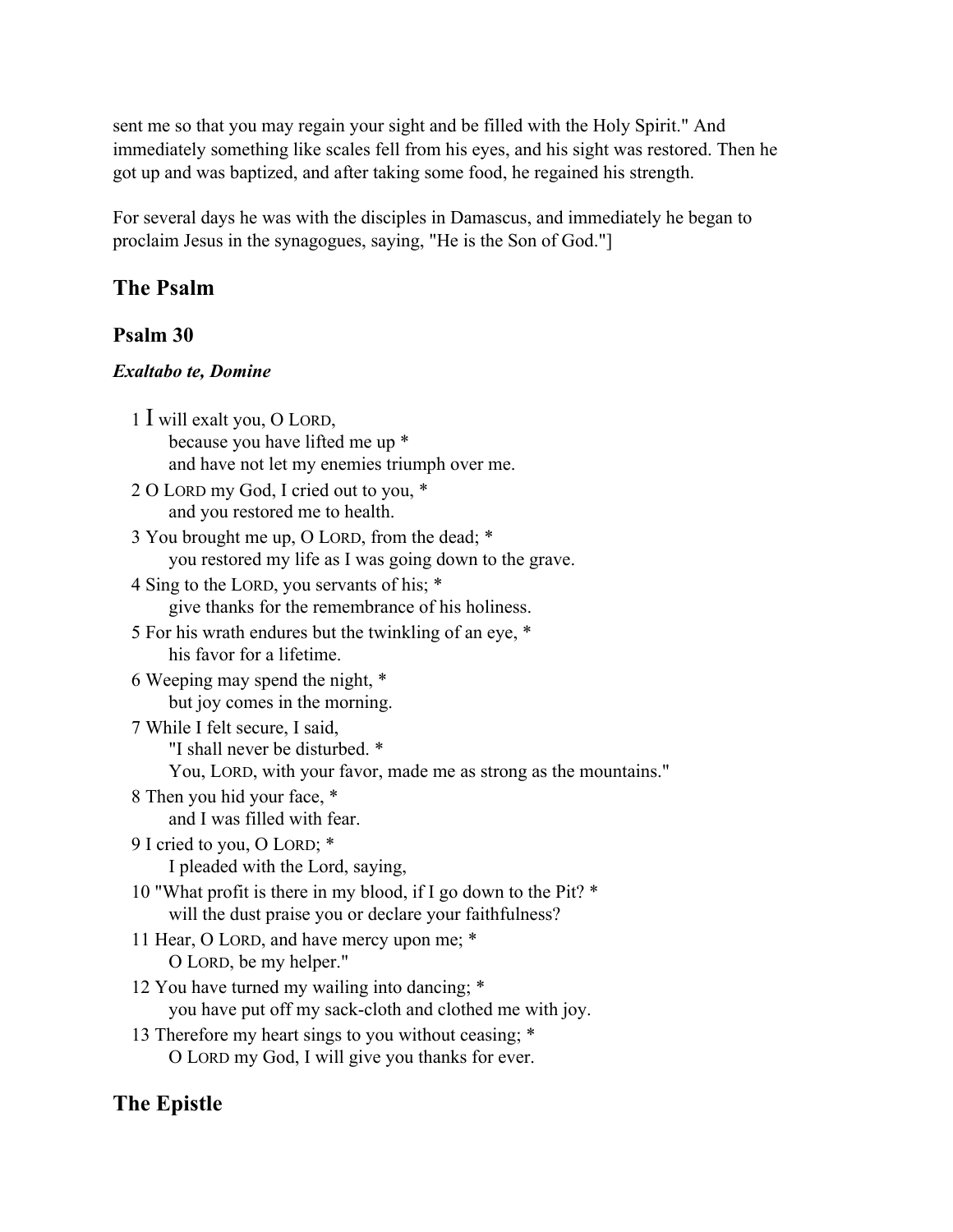sent me so that you may regain your sight and be filled with the Holy Spirit." And immediately something like scales fell from his eyes, and his sight was restored. Then he got up and was baptized, and after taking some food, he regained his strength.

For several days he was with the disciples in Damascus, and immediately he began to proclaim Jesus in the synagogues, saying, "He is the Son of God."]

## The Psalm

### Psalm 30

***Exaltabo te, Domine***

1 I will exalt you, O LORD,
    because you have lifted me up *
    and have not let my enemies triumph over me.

2 O LORD my God, I cried out to you, *
    and you restored me to health.

3 You brought me up, O LORD, from the dead; *
    you restored my life as I was going down to the grave.

4 Sing to the LORD, you servants of his; *
    give thanks for the remembrance of his holiness.

5 For his wrath endures but the twinkling of an eye, *
    his favor for a lifetime.

6 Weeping may spend the night, *
    but joy comes in the morning.

7 While I felt secure, I said,
    "I shall never be disturbed. *
    You, LORD, with your favor, made me as strong as the mountains."

8 Then you hid your face, *
    and I was filled with fear.

9 I cried to you, O LORD; *
    I pleaded with the Lord, saying,

10 "What profit is there in my blood, if I go down to the Pit? *
    will the dust praise you or declare your faithfulness?

11 Hear, O LORD, and have mercy upon me; *
    O LORD, be my helper."

12 You have turned my wailing into dancing; *
    you have put off my sack-cloth and clothed me with joy.

13 Therefore my heart sings to you without ceasing; *
    O LORD my God, I will give you thanks for ever.

## The Epistle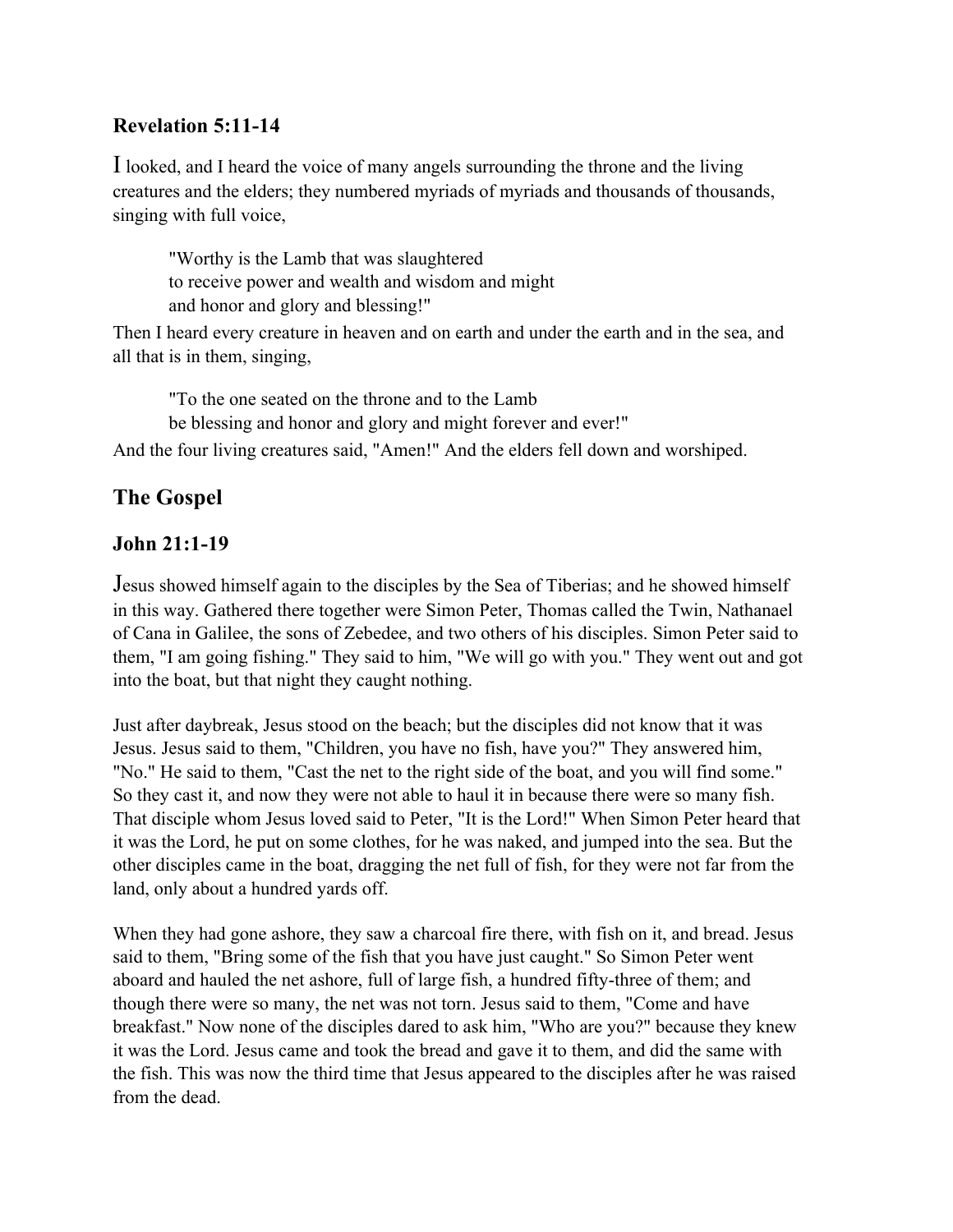### Revelation 5:11-14

I looked, and I heard the voice of many angels surrounding the throne and the living creatures and the elders; they numbered myriads of myriads and thousands of thousands, singing with full voice,

> "Worthy is the Lamb that was slaughtered
> to receive power and wealth and wisdom and might
> and honor and glory and blessing!"

Then I heard every creature in heaven and on earth and under the earth and in the sea, and all that is in them, singing,

> "To the one seated on the throne and to the Lamb
> be blessing and honor and glory and might forever and ever!"

And the four living creatures said, "Amen!" And the elders fell down and worshiped.

## The Gospel

### John 21:1-19

Jesus showed himself again to the disciples by the Sea of Tiberias; and he showed himself in this way. Gathered there together were Simon Peter, Thomas called the Twin, Nathanael of Cana in Galilee, the sons of Zebedee, and two others of his disciples. Simon Peter said to them, "I am going fishing." They said to him, "We will go with you." They went out and got into the boat, but that night they caught nothing.

Just after daybreak, Jesus stood on the beach; but the disciples did not know that it was Jesus. Jesus said to them, "Children, you have no fish, have you?" They answered him, "No." He said to them, "Cast the net to the right side of the boat, and you will find some." So they cast it, and now they were not able to haul it in because there were so many fish. That disciple whom Jesus loved said to Peter, "It is the Lord!" When Simon Peter heard that it was the Lord, he put on some clothes, for he was naked, and jumped into the sea. But the other disciples came in the boat, dragging the net full of fish, for they were not far from the land, only about a hundred yards off.

When they had gone ashore, they saw a charcoal fire there, with fish on it, and bread. Jesus said to them, "Bring some of the fish that you have just caught." So Simon Peter went aboard and hauled the net ashore, full of large fish, a hundred fifty-three of them; and though there were so many, the net was not torn. Jesus said to them, "Come and have breakfast." Now none of the disciples dared to ask him, "Who are you?" because they knew it was the Lord. Jesus came and took the bread and gave it to them, and did the same with the fish. This was now the third time that Jesus appeared to the disciples after he was raised from the dead.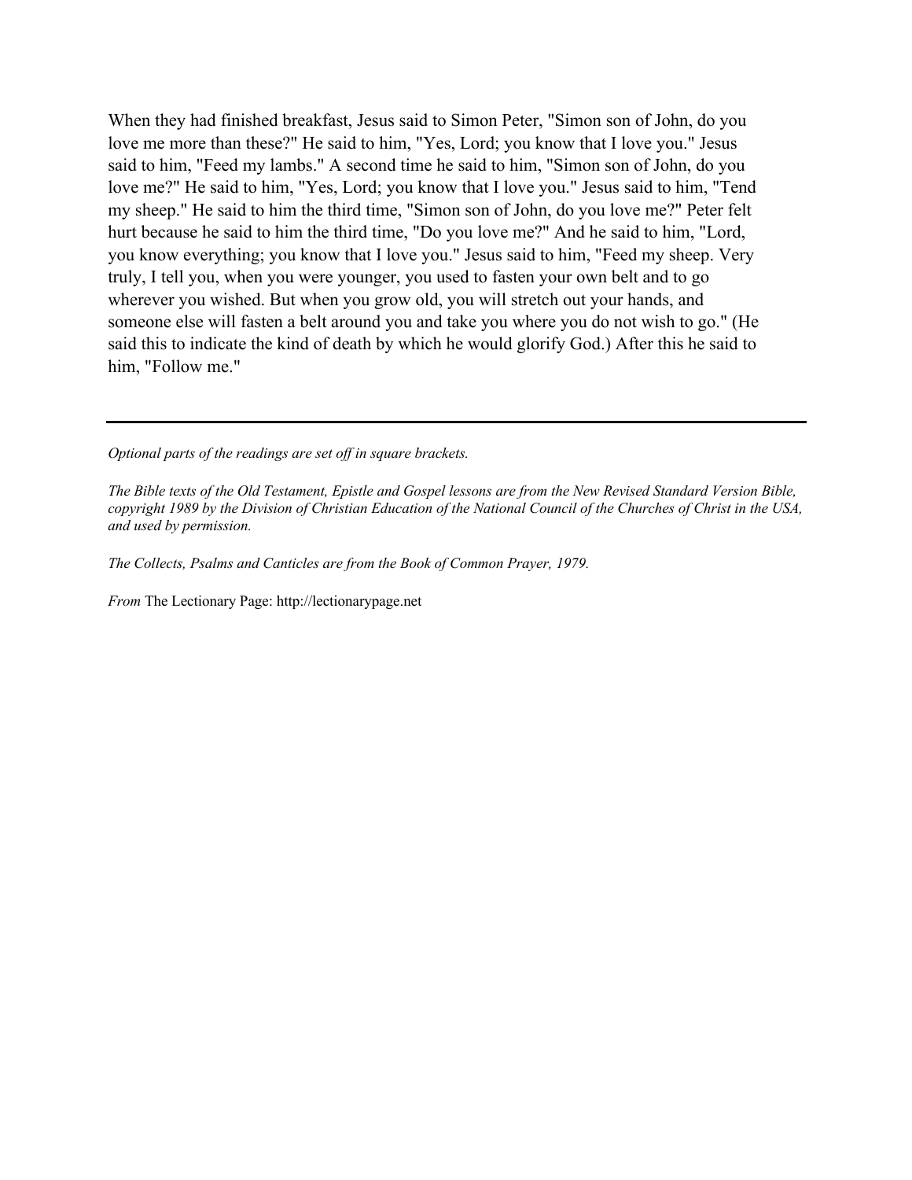When they had finished breakfast, Jesus said to Simon Peter, "Simon son of John, do you love me more than these?" He said to him, "Yes, Lord; you know that I love you." Jesus said to him, "Feed my lambs." A second time he said to him, "Simon son of John, do you love me?" He said to him, "Yes, Lord; you know that I love you." Jesus said to him, "Tend my sheep." He said to him the third time, "Simon son of John, do you love me?" Peter felt hurt because he said to him the third time, "Do you love me?" And he said to him, "Lord, you know everything; you know that I love you." Jesus said to him, "Feed my sheep. Very truly, I tell you, when you were younger, you used to fasten your own belt and to go wherever you wished. But when you grow old, you will stretch out your hands, and someone else will fasten a belt around you and take you where you do not wish to go." (He said this to indicate the kind of death by which he would glorify God.) After this he said to him, "Follow me."

---

*Optional parts of the readings are set off in square brackets.*

*The Bible texts of the Old Testament, Epistle and Gospel lessons are from the New Revised Standard Version Bible, copyright 1989 by the Division of Christian Education of the National Council of the Churches of Christ in the USA, and used by permission.*

*The Collects, Psalms and Canticles are from the Book of Common Prayer, 1979.*

*From* The Lectionary Page: http://lectionarypage.net